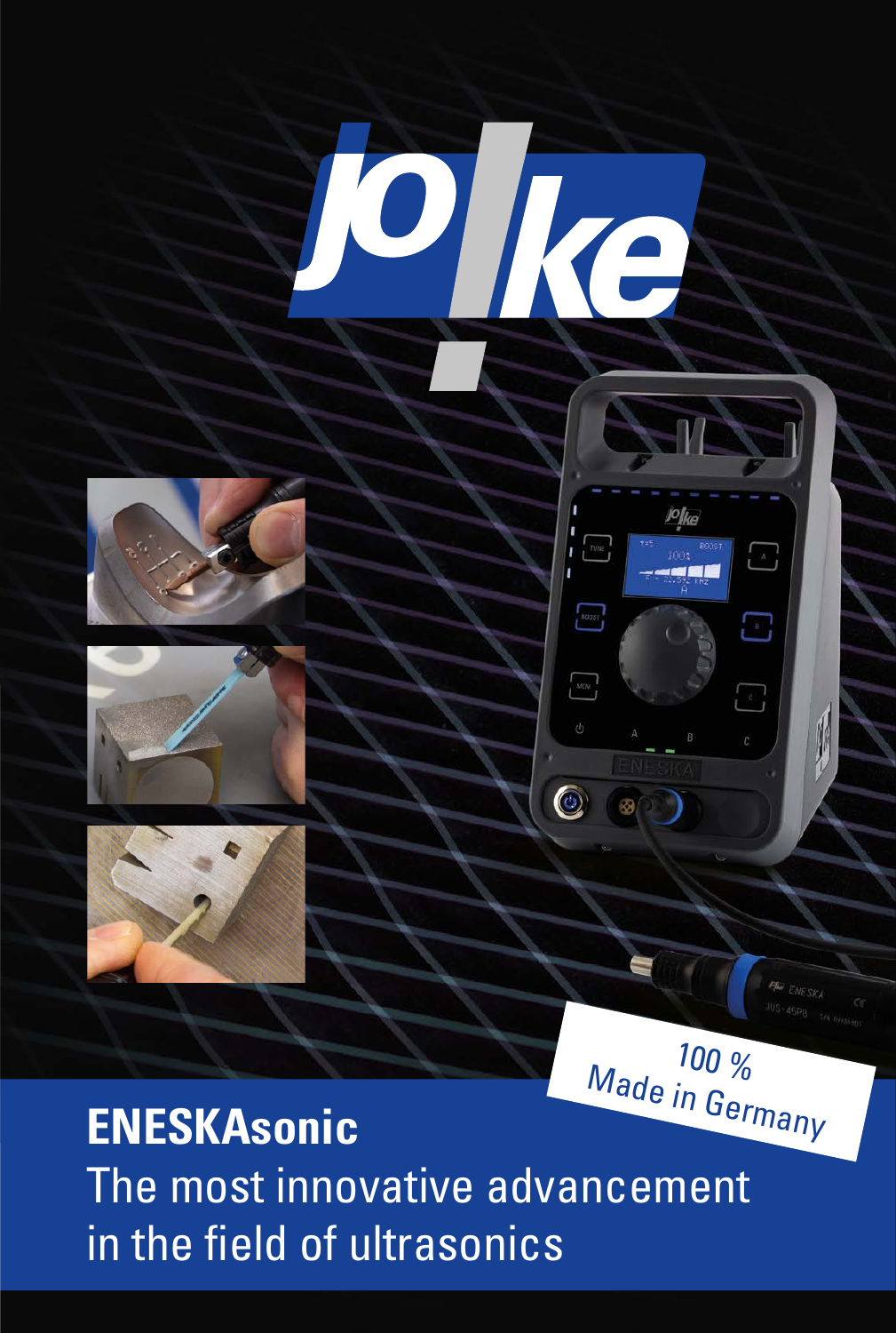# ENESKAsonic

The most innovative advancement in the field of ultrasonics

100 % Made in Germany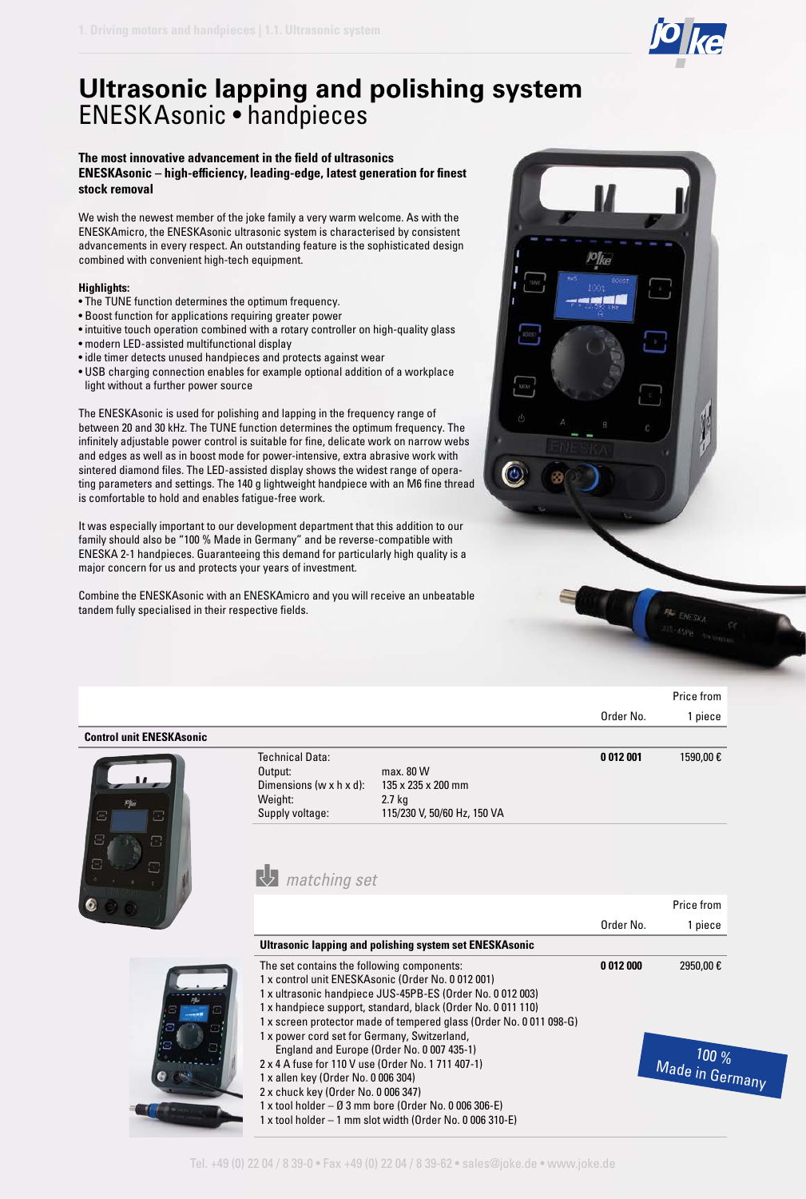# Ultrasonic lapping and polishing system

ENESKAsonic • handpieces

**The most innovative advancement in the field of ultrasonics**
**ENESKAsonic – high-efficiency, leading-edge, latest generation for finest stock removal**

We wish the newest member of the joke family a very warm welcome. As with the ENESKAmicro, the ENESKAsonic ultrasonic system is characterised by consistent advancements in every respect. An outstanding feature is the sophisticated design combined with convenient high-tech equipment.

**Highlights:**

- The TUNE function determines the optimum frequency.
- Boost function for applications requiring greater power
- intuitive touch operation combined with a rotary controller on high-quality glass
- modern LED-assisted multifunctional display
- idle timer detects unused handpieces and protects against wear
- USB charging connection enables for example optional addition of a workplace light without a further power source

The ENESKAsonic is used for polishing and lapping in the frequency range of between 20 and 30 kHz. The TUNE function determines the optimum frequency. The infinitely adjustable power control is suitable for fine, delicate work on narrow webs and edges as well as in boost mode for power-intensive, extra abrasive work with sintered diamond files. The LED-assisted display shows the widest range of operating parameters and settings. The 140 g lightweight handpiece with an M6 fine thread is comfortable to hold and enables fatigue-free work.

It was especially important to our development department that this addition to our family should also be "100 % Made in Germany" and be reverse-compatible with ENESKA 2-1 handpieces. Guaranteeing this demand for particularly high quality is a major concern for us and protects your years of investment.

Combine the ENESKAsonic with an ENESKAmicro and you will receive an unbeatable tandem fully specialised in their respective fields.

| | Order No. | Price from 1 piece |
|---|---|---|
| **Control unit ENESKAsonic** | | |
| Technical Data:<br>Output: max. 80 W<br>Dimensions (w x h x d): 135 x 235 x 200 mm<br>Weight: 2.7 kg<br>Supply voltage: 115/230 V, 50/60 Hz, 150 VA | **0 012 001** | 1590,00 € |

*matching set*

| | Order No. | Price from 1 piece |
|---|---|---|
| **Ultrasonic lapping and polishing system set ENESKAsonic** | | |
| The set contains the following components:<br>1 x control unit ENESKAsonic (Order No. 0 012 001)<br>1 x ultrasonic handpiece JUS-45PB-ES (Order No. 0 012 003)<br>1 x handpiece support, standard, black (Order No. 0 011 110)<br>1 x screen protector made of tempered glass (Order No. 0 011 098-G)<br>1 x power cord set for Germany, Switzerland, England and Europe (Order No. 0 007 435-1)<br>2 x 4 A fuse for 110 V use (Order No. 1 711 407-1)<br>1 x allen key (Order No. 0 006 304)<br>2 x chuck key (Order No. 0 006 347)<br>1 x tool holder – Ø 3 mm bore (Order No. 0 006 306-E)<br>1 x tool holder – 1 mm slot width (Order No. 0 006 310-E) | **0 012 000** | 2950,00 € |

100 % Made in Germany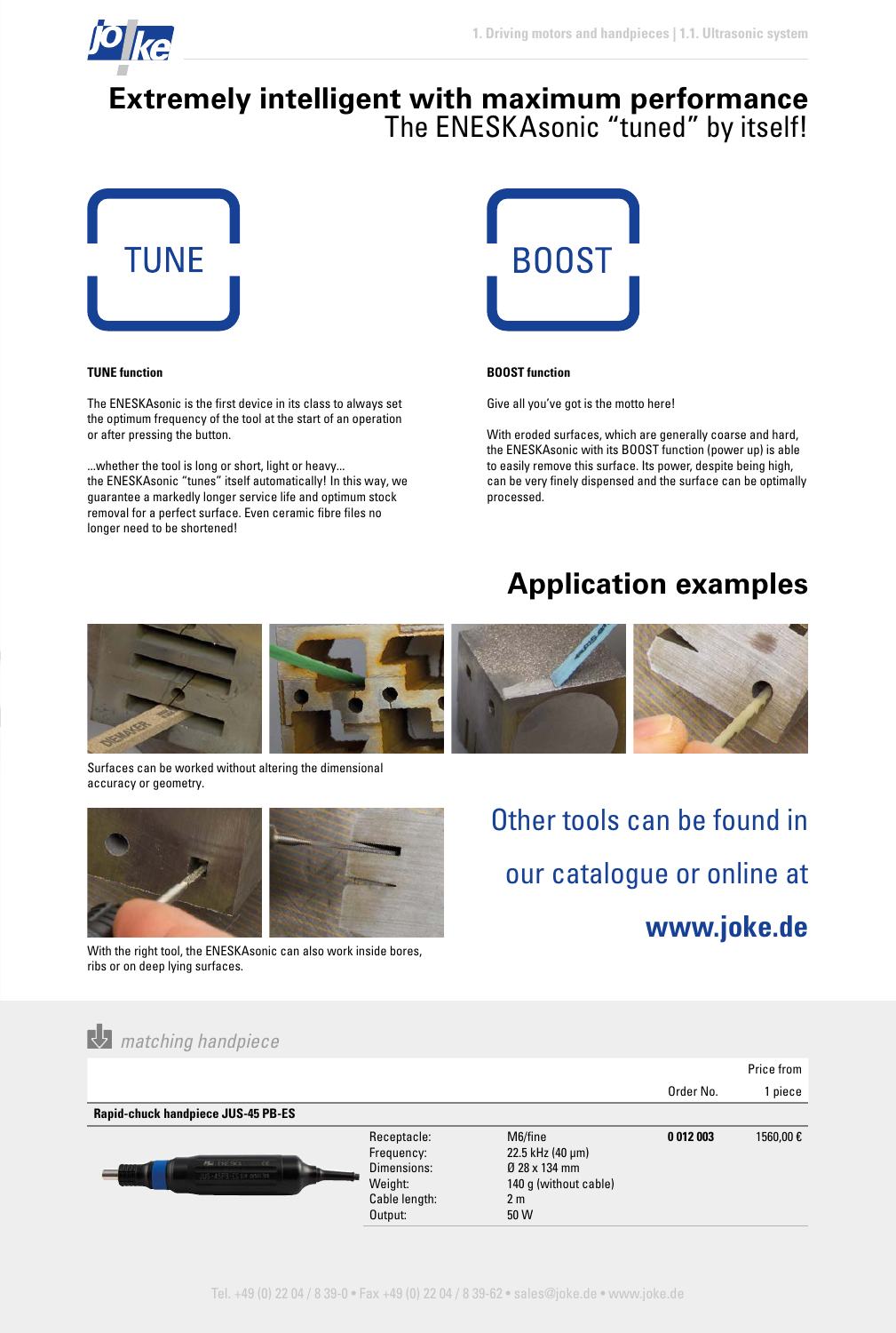# Extremely intelligent with maximum performance

## The ENESKAsonic "tuned" by itself!

TUNE

BOOST

**TUNE function**

The ENESKAsonic is the first device in its class to always set the optimum frequency of the tool at the start of an operation or after pressing the button.

...whether the tool is long or short, light or heavy...
the ENESKAsonic "tunes" itself automatically! In this way, we guarantee a markedly longer service life and optimum stock removal for a perfect surface. Even ceramic fibre files no longer need to be shortened!

**BOOST function**

Give all you've got is the motto here!

With eroded surfaces, which are generally coarse and hard, the ENESKAsonic with its BOOST function (power up) is able to easily remove this surface. Its power, despite being high, can be very finely dispensed and the surface can be optimally processed.

## Application examples

Surfaces can be worked without altering the dimensional accuracy or geometry.

With the right tool, the ENESKAsonic can also work inside bores, ribs or on deep lying surfaces.

Other tools can be found in our catalogue or online at **www.joke.de**

*matching handpiece*

| | | | Order No. | Price from 1 piece |
|---|---|---|---|---|
| **Rapid-chuck handpiece JUS-45 PB-ES** | | | | |
| | Receptacle:<br>Frequency:<br>Dimensions:<br>Weight:<br>Cable length:<br>Output: | M6/fine<br>22.5 kHz (40 µm)<br>Ø 28 x 134 mm<br>140 g (without cable)<br>2 m<br>50 W | **0 012 003** | 1560,00 € |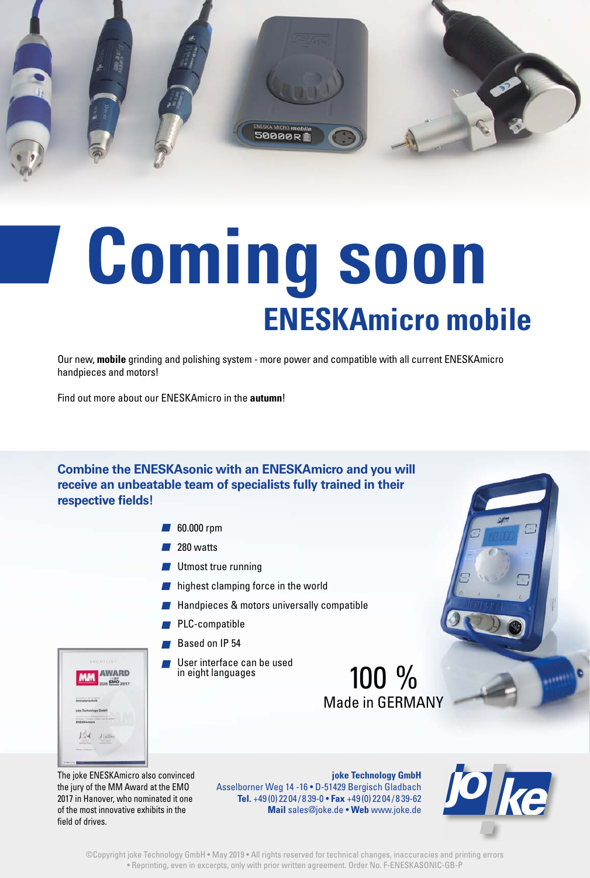# Coming soon

## ENESKAmicro mobile

Our new, **mobile** grinding and polishing system - more power and compatible with all current ENESKAmicro handpieces and motors!

Find out more about our ENESKAmicro in the **autumn**!

**Combine the ENESKAsonic with an ENESKAmicro and you will receive an unbeatable team of specialists fully trained in their respective fields!**

- 60.000 rpm
- 280 watts
- Utmost true running
- highest clamping force in the world
- Handpieces & motors universally compatible
- PLC-compatible
- Based on IP 54
- User interface can be used in eight languages

100 %
Made in GERMANY

The joke ENESKAmicro also convinced the jury of the MM Award at the EMO 2017 in Hanover, who nominated it one of the most innovative exhibits in the field of drives.

**joke Technology GmbH**
Asselborner Weg 14 -16 • D-51429 Bergisch Gladbach
**Tel.** +49 (0) 22 04 / 8 39-0 • **Fax** +49 (0) 22 04 / 8 39-62
**Mail** sales@joke.de • **Web** www.joke.de

©Copyright joke Technology GmbH • May 2019 • All rights reserved for technical changes, inaccuracies and printing errors • Reprinting, even in excerpts, only with prior written agreement. Order No. F-ENESKASONIC-GB-P